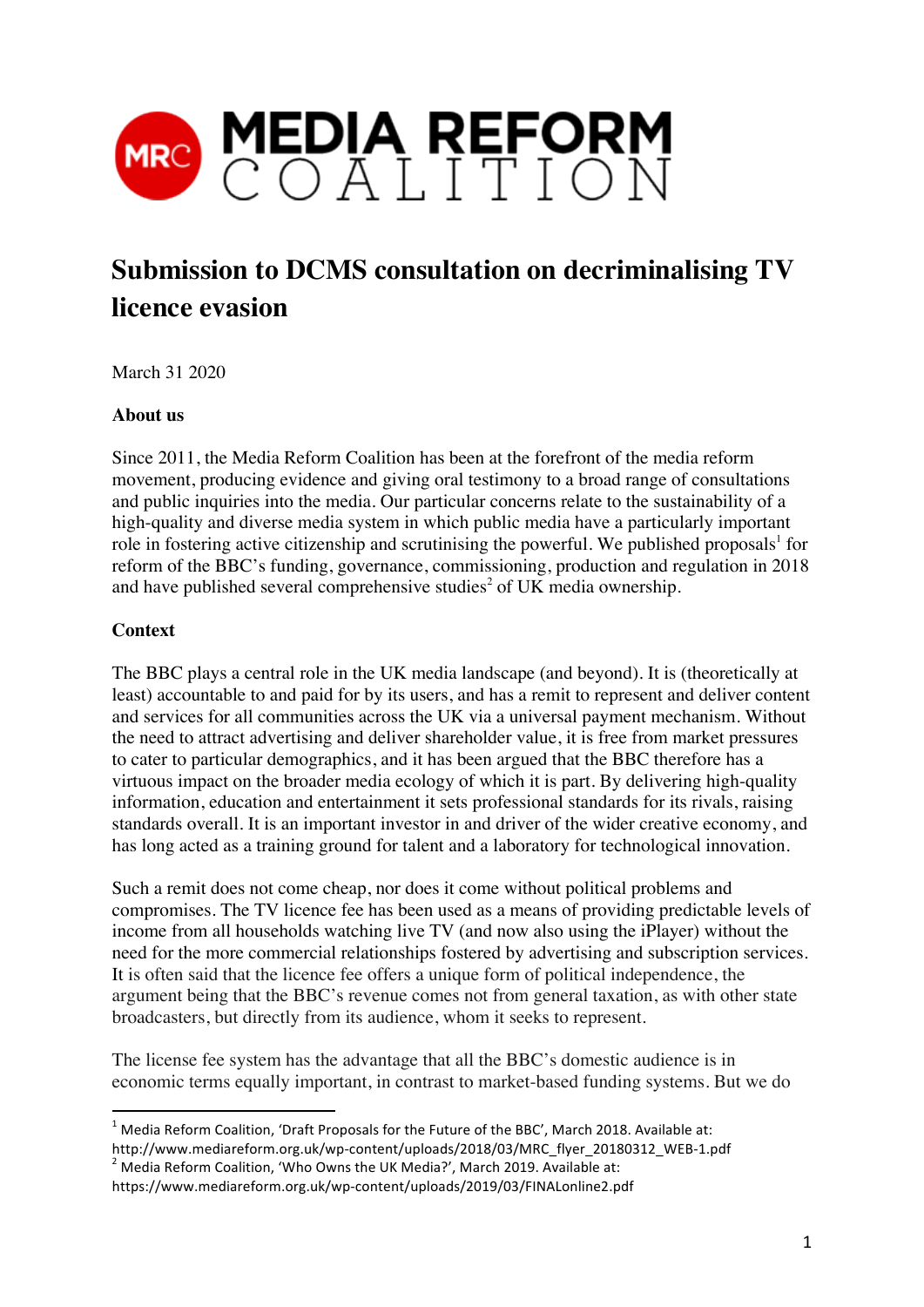# MEDIA REFORM COALITION

## Submission to DCMS consultation on decriminalising TV licence evasion

March 31 2020

**About us**

Since 2011, the Media Reform Coalition has been at the forefront of the media reform movement, producing evidence and giving oral testimony to a broad range of consultations and public inquiries into the media. Our particular concerns relate to the sustainability of a high-quality and diverse media system in which public media have a particularly important role in fostering active citizenship and scrutinising the powerful. We published proposals[1] for reform of the BBC's funding, governance, commissioning, production and regulation in 2018 and have published several comprehensive studies[2] of UK media ownership.

**Context**

The BBC plays a central role in the UK media landscape (and beyond). It is (theoretically at least) accountable to and paid for by its users, and has a remit to represent and deliver content and services for all communities across the UK via a universal payment mechanism. Without the need to attract advertising and deliver shareholder value, it is free from market pressures to cater to particular demographics, and it has been argued that the BBC therefore has a virtuous impact on the broader media ecology of which it is part. By delivering high-quality information, education and entertainment it sets professional standards for its rivals, raising standards overall. It is an important investor in and driver of the wider creative economy, and has long acted as a training ground for talent and a laboratory for technological innovation.

Such a remit does not come cheap, nor does it come without political problems and compromises. The TV licence fee has been used as a means of providing predictable levels of income from all households watching live TV (and now also using the iPlayer) without the need for the more commercial relationships fostered by advertising and subscription services. It is often said that the licence fee offers a unique form of political independence, the argument being that the BBC's revenue comes not from general taxation, as with other state broadcasters, but directly from its audience, whom it seeks to represent.

The license fee system has the advantage that all the BBC's domestic audience is in economic terms equally important, in contrast to market-based funding systems. But we do

[1] Media Reform Coalition, 'Draft Proposals for the Future of the BBC', March 2018. Available at: http://www.mediareform.org.uk/wp-content/uploads/2018/03/MRC_flyer_20180312_WEB-1.pdf

[2] Media Reform Coalition, 'Who Owns the UK Media?', March 2019. Available at: https://www.mediareform.org.uk/wp-content/uploads/2019/03/FINALonline2.pdf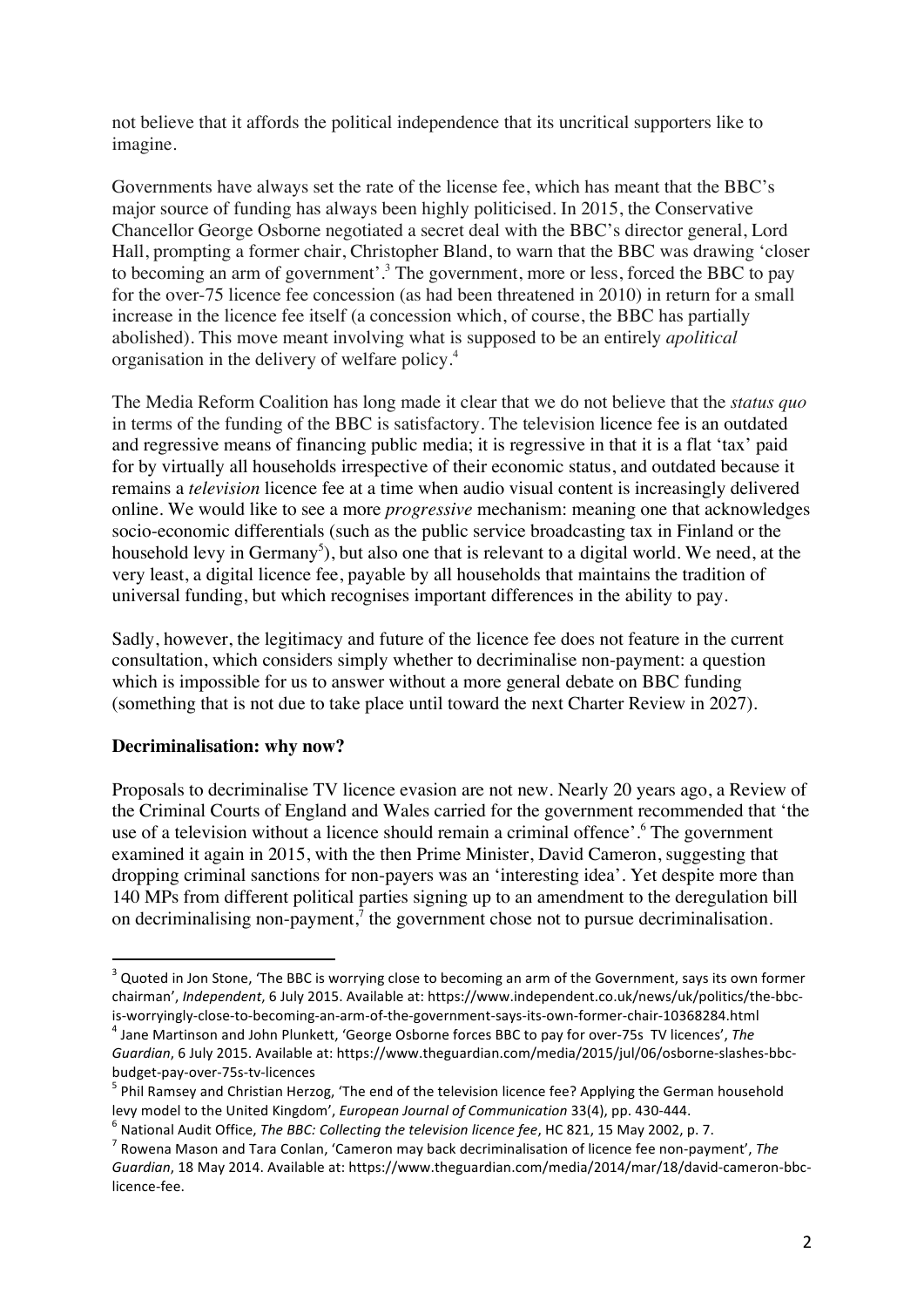not believe that it affords the political independence that its uncritical supporters like to imagine.

Governments have always set the rate of the license fee, which has meant that the BBC's major source of funding has always been highly politicised. In 2015, the Conservative Chancellor George Osborne negotiated a secret deal with the BBC's director general, Lord Hall, prompting a former chair, Christopher Bland, to warn that the BBC was drawing 'closer to becoming an arm of government'.[3] The government, more or less, forced the BBC to pay for the over-75 licence fee concession (as had been threatened in 2010) in return for a small increase in the licence fee itself (a concession which, of course, the BBC has partially abolished). This move meant involving what is supposed to be an entirely *apolitical* organisation in the delivery of welfare policy.[4]

The Media Reform Coalition has long made it clear that we do not believe that the *status quo* in terms of the funding of the BBC is satisfactory. The television licence fee is an outdated and regressive means of financing public media; it is regressive in that it is a flat 'tax' paid for by virtually all households irrespective of their economic status, and outdated because it remains a *television* licence fee at a time when audio visual content is increasingly delivered online. We would like to see a more *progressive* mechanism: meaning one that acknowledges socio-economic differentials (such as the public service broadcasting tax in Finland or the household levy in Germany[5]), but also one that is relevant to a digital world. We need, at the very least, a digital licence fee, payable by all households that maintains the tradition of universal funding, but which recognises important differences in the ability to pay.

Sadly, however, the legitimacy and future of the licence fee does not feature in the current consultation, which considers simply whether to decriminalise non-payment: a question which is impossible for us to answer without a more general debate on BBC funding (something that is not due to take place until toward the next Charter Review in 2027).

**Decriminalisation: why now?**

Proposals to decriminalise TV licence evasion are not new. Nearly 20 years ago, a Review of the Criminal Courts of England and Wales carried for the government recommended that 'the use of a television without a licence should remain a criminal offence'.[6] The government examined it again in 2015, with the then Prime Minister, David Cameron, suggesting that dropping criminal sanctions for non-payers was an 'interesting idea'. Yet despite more than 140 MPs from different political parties signing up to an amendment to the deregulation bill on decriminalising non-payment,[7] the government chose not to pursue decriminalisation.

---

[3] Quoted in Jon Stone, 'The BBC is worrying close to becoming an arm of the Government, says its own former chairman', *Independent*, 6 July 2015. Available at: https://www.independent.co.uk/news/uk/politics/the-bbc-is-worryingly-close-to-becoming-an-arm-of-the-government-says-its-own-former-chair-10368284.html

[4] Jane Martinson and John Plunkett, 'George Osborne forces BBC to pay for over-75s TV licences', *The Guardian*, 6 July 2015. Available at: https://www.theguardian.com/media/2015/jul/06/osborne-slashes-bbc-budget-pay-over-75s-tv-licences

[5] Phil Ramsey and Christian Herzog, 'The end of the television licence fee? Applying the German household levy model to the United Kingdom', *European Journal of Communication* 33(4), pp. 430-444.

[6] National Audit Office, *The BBC: Collecting the television licence fee*, HC 821, 15 May 2002, p. 7.

[7] Rowena Mason and Tara Conlan, 'Cameron may back decriminalisation of licence fee non-payment', *The Guardian*, 18 May 2014. Available at: https://www.theguardian.com/media/2014/mar/18/david-cameron-bbc-licence-fee.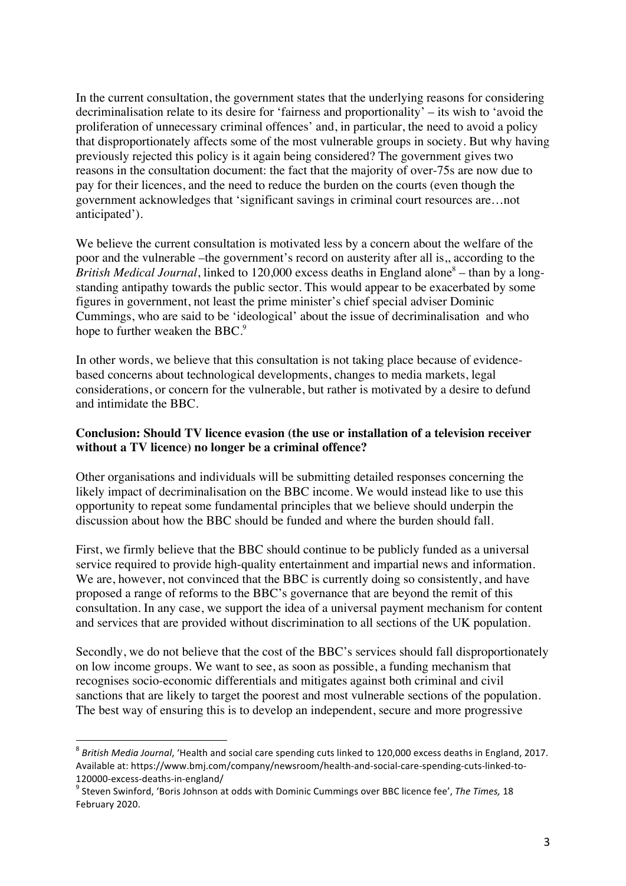In the current consultation, the government states that the underlying reasons for considering decriminalisation relate to its desire for 'fairness and proportionality' – its wish to 'avoid the proliferation of unnecessary criminal offences' and, in particular, the need to avoid a policy that disproportionately affects some of the most vulnerable groups in society. But why having previously rejected this policy is it again being considered? The government gives two reasons in the consultation document: the fact that the majority of over-75s are now due to pay for their licences, and the need to reduce the burden on the courts (even though the government acknowledges that 'significant savings in criminal court resources are…not anticipated').

We believe the current consultation is motivated less by a concern about the welfare of the poor and the vulnerable –the government's record on austerity after all is,, according to the *British Medical Journal*, linked to 120,000 excess deaths in England alone[8] – than by a long-standing antipathy towards the public sector. This would appear to be exacerbated by some figures in government, not least the prime minister's chief special adviser Dominic Cummings, who are said to be 'ideological' about the issue of decriminalisation and who hope to further weaken the BBC.[9]

In other words, we believe that this consultation is not taking place because of evidence-based concerns about technological developments, changes to media markets, legal considerations, or concern for the vulnerable, but rather is motivated by a desire to defund and intimidate the BBC.

**Conclusion: Should TV licence evasion (the use or installation of a television receiver without a TV licence) no longer be a criminal offence?**

Other organisations and individuals will be submitting detailed responses concerning the likely impact of decriminalisation on the BBC income. We would instead like to use this opportunity to repeat some fundamental principles that we believe should underpin the discussion about how the BBC should be funded and where the burden should fall.

First, we firmly believe that the BBC should continue to be publicly funded as a universal service required to provide high-quality entertainment and impartial news and information. We are, however, not convinced that the BBC is currently doing so consistently, and have proposed a range of reforms to the BBC's governance that are beyond the remit of this consultation. In any case, we support the idea of a universal payment mechanism for content and services that are provided without discrimination to all sections of the UK population.

Secondly, we do not believe that the cost of the BBC's services should fall disproportionately on low income groups. We want to see, as soon as possible, a funding mechanism that recognises socio-economic differentials and mitigates against both criminal and civil sanctions that are likely to target the poorest and most vulnerable sections of the population. The best way of ensuring this is to develop an independent, secure and more progressive

---

[8] *British Media Journal*, 'Health and social care spending cuts linked to 120,000 excess deaths in England, 2017. Available at: https://www.bmj.com/company/newsroom/health-and-social-care-spending-cuts-linked-to-120000-excess-deaths-in-england/

[9] Steven Swinford, 'Boris Johnson at odds with Dominic Cummings over BBC licence fee', *The Times,* 18 February 2020.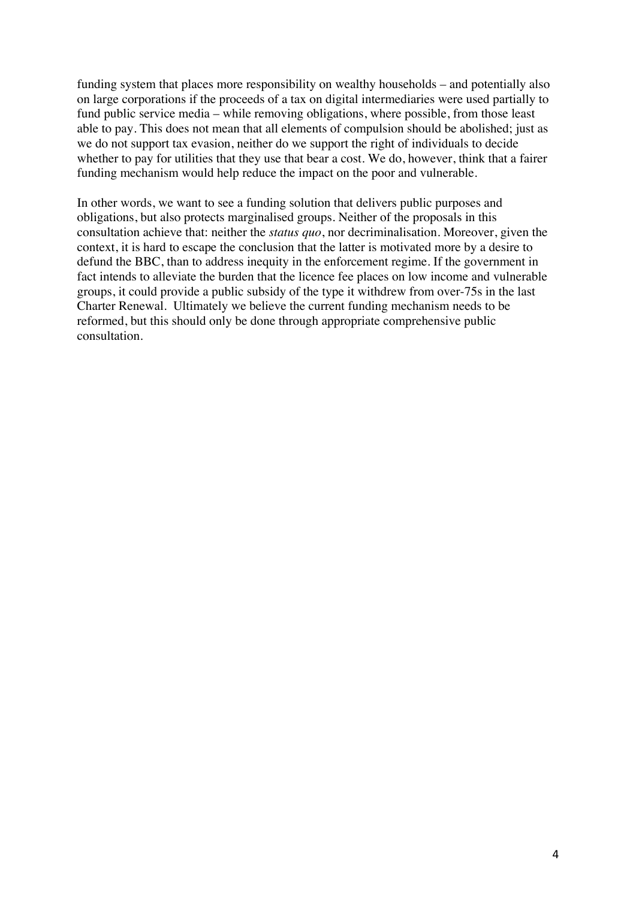funding system that places more responsibility on wealthy households – and potentially also on large corporations if the proceeds of a tax on digital intermediaries were used partially to fund public service media – while removing obligations, where possible, from those least able to pay. This does not mean that all elements of compulsion should be abolished; just as we do not support tax evasion, neither do we support the right of individuals to decide whether to pay for utilities that they use that bear a cost. We do, however, think that a fairer funding mechanism would help reduce the impact on the poor and vulnerable.

In other words, we want to see a funding solution that delivers public purposes and obligations, but also protects marginalised groups. Neither of the proposals in this consultation achieve that: neither the *status quo*, nor decriminalisation. Moreover, given the context, it is hard to escape the conclusion that the latter is motivated more by a desire to defund the BBC, than to address inequity in the enforcement regime. If the government in fact intends to alleviate the burden that the licence fee places on low income and vulnerable groups, it could provide a public subsidy of the type it withdrew from over-75s in the last Charter Renewal. Ultimately we believe the current funding mechanism needs to be reformed, but this should only be done through appropriate comprehensive public consultation.